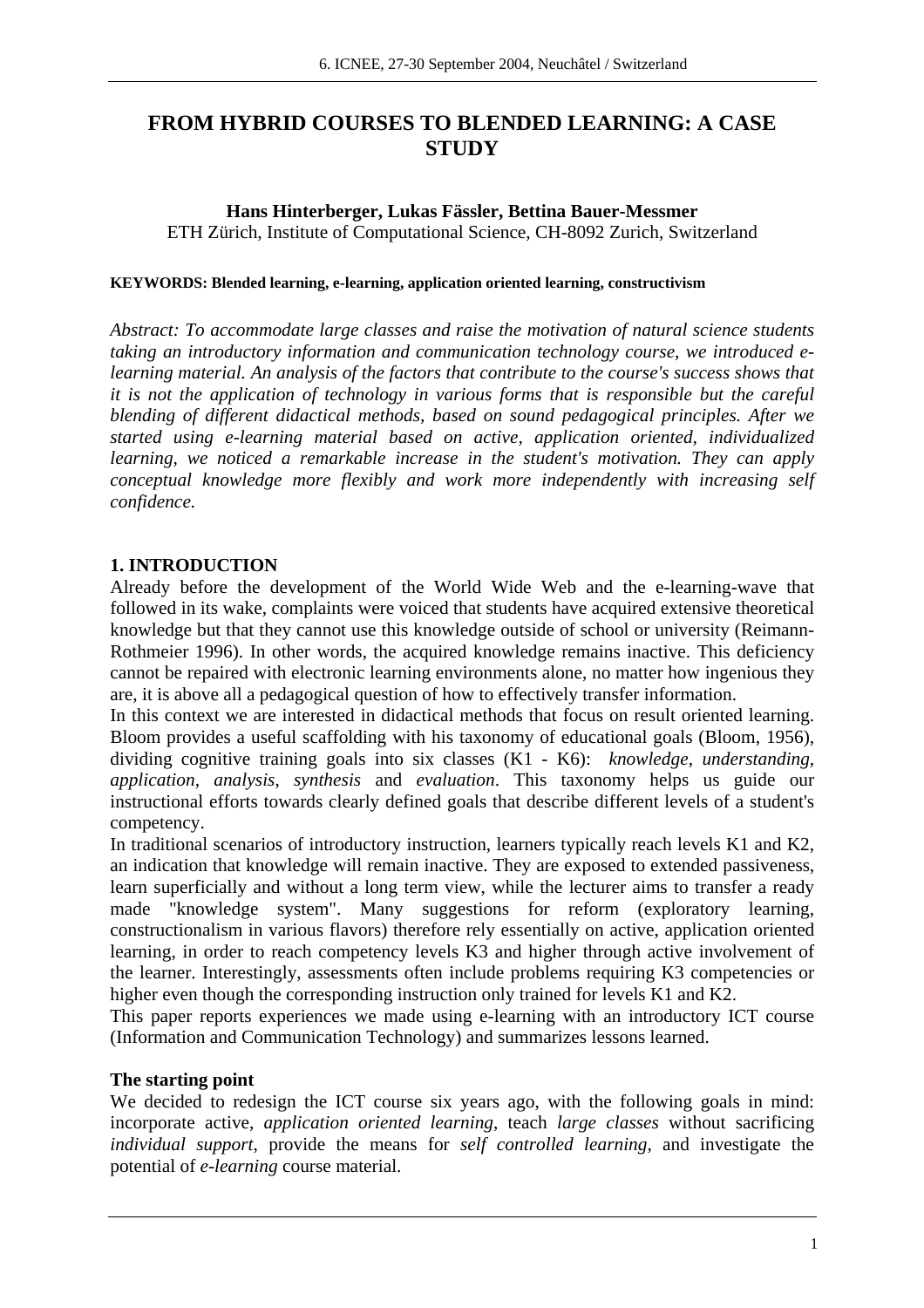# FROM HYBRID COURSES TO BLENDED LEARNING: A CASE STUDY

**Hans Hinterberger, Lukas Fässler, Bettina Bauer-Messmer**
ETH Zürich, Institute of Computational Science, CH-8092 Zurich, Switzerland

**KEYWORDS: Blended learning, e-learning, application oriented learning, constructivism**

*Abstract: To accommodate large classes and raise the motivation of natural science students taking an introductory information and communication technology course, we introduced e-learning material. An analysis of the factors that contribute to the course's success shows that it is not the application of technology in various forms that is responsible but the careful blending of different didactical methods, based on sound pedagogical principles. After we started using e-learning material based on active, application oriented, individualized learning, we noticed a remarkable increase in the student's motivation. They can apply conceptual knowledge more flexibly and work more independently with increasing self confidence.*

## 1. INTRODUCTION

Already before the development of the World Wide Web and the e-learning-wave that followed in its wake, complaints were voiced that students have acquired extensive theoretical knowledge but that they cannot use this knowledge outside of school or university (Reimann-Rothmeier 1996). In other words, the acquired knowledge remains inactive. This deficiency cannot be repaired with electronic learning environments alone, no matter how ingenious they are, it is above all a pedagogical question of how to effectively transfer information.

In this context we are interested in didactical methods that focus on result oriented learning. Bloom provides a useful scaffolding with his taxonomy of educational goals (Bloom, 1956), dividing cognitive training goals into six classes (K1 - K6): *knowledge*, *understanding*, *application*, *analysis*, *synthesis* and *evaluation*. This taxonomy helps us guide our instructional efforts towards clearly defined goals that describe different levels of a student's competency.

In traditional scenarios of introductory instruction, learners typically reach levels K1 and K2, an indication that knowledge will remain inactive. They are exposed to extended passiveness, learn superficially and without a long term view, while the lecturer aims to transfer a ready made "knowledge system". Many suggestions for reform (exploratory learning, constructionalism in various flavors) therefore rely essentially on active, application oriented learning, in order to reach competency levels K3 and higher through active involvement of the learner. Interestingly, assessments often include problems requiring K3 competencies or higher even though the corresponding instruction only trained for levels K1 and K2.

This paper reports experiences we made using e-learning with an introductory ICT course (Information and Communication Technology) and summarizes lessons learned.

### The starting point

We decided to redesign the ICT course six years ago, with the following goals in mind: incorporate active, *application oriented learning*, teach *large classes* without sacrificing *individual support*, provide the means for *self controlled learning*, and investigate the potential of *e-learning* course material.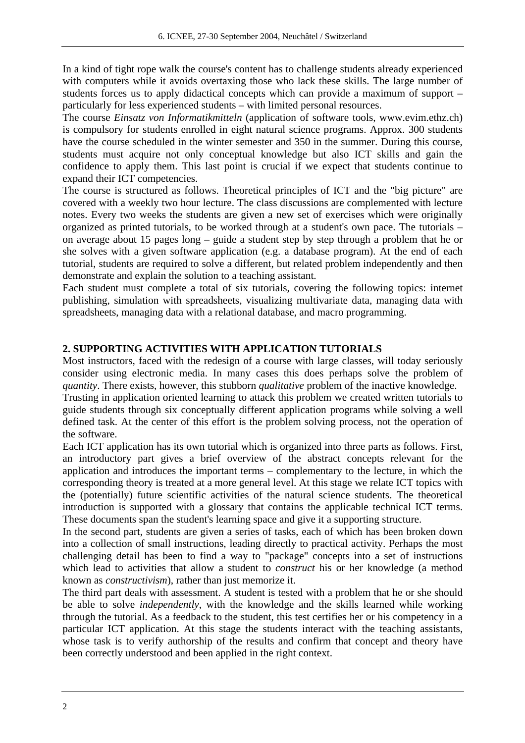In a kind of tight rope walk the course's content has to challenge students already experienced with computers while it avoids overtaxing those who lack these skills. The large number of students forces us to apply didactical concepts which can provide a maximum of support – particularly for less experienced students – with limited personal resources.

The course *Einsatz von Informatikmitteln* (application of software tools, www.evim.ethz.ch) is compulsory for students enrolled in eight natural science programs. Approx. 300 students have the course scheduled in the winter semester and 350 in the summer. During this course, students must acquire not only conceptual knowledge but also ICT skills and gain the confidence to apply them. This last point is crucial if we expect that students continue to expand their ICT competencies.

The course is structured as follows. Theoretical principles of ICT and the "big picture" are covered with a weekly two hour lecture. The class discussions are complemented with lecture notes. Every two weeks the students are given a new set of exercises which were originally organized as printed tutorials, to be worked through at a student's own pace. The tutorials – on average about 15 pages long – guide a student step by step through a problem that he or she solves with a given software application (e.g. a database program). At the end of each tutorial, students are required to solve a different, but related problem independently and then demonstrate and explain the solution to a teaching assistant.

Each student must complete a total of six tutorials, covering the following topics: internet publishing, simulation with spreadsheets, visualizing multivariate data, managing data with spreadsheets, managing data with a relational database, and macro programming.

## 2. SUPPORTING ACTIVITIES WITH APPLICATION TUTORIALS

Most instructors, faced with the redesign of a course with large classes, will today seriously consider using electronic media. In many cases this does perhaps solve the problem of *quantity*. There exists, however, this stubborn *qualitative* problem of the inactive knowledge.

Trusting in application oriented learning to attack this problem we created written tutorials to guide students through six conceptually different application programs while solving a well defined task. At the center of this effort is the problem solving process, not the operation of the software.

Each ICT application has its own tutorial which is organized into three parts as follows. First, an introductory part gives a brief overview of the abstract concepts relevant for the application and introduces the important terms – complementary to the lecture, in which the corresponding theory is treated at a more general level. At this stage we relate ICT topics with the (potentially) future scientific activities of the natural science students. The theoretical introduction is supported with a glossary that contains the applicable technical ICT terms. These documents span the student's learning space and give it a supporting structure.

In the second part, students are given a series of tasks, each of which has been broken down into a collection of small instructions, leading directly to practical activity. Perhaps the most challenging detail has been to find a way to "package" concepts into a set of instructions which lead to activities that allow a student to *construct* his or her knowledge (a method known as *constructivism*), rather than just memorize it.

The third part deals with assessment. A student is tested with a problem that he or she should be able to solve *independently*, with the knowledge and the skills learned while working through the tutorial. As a feedback to the student, this test certifies her or his competency in a particular ICT application. At this stage the students interact with the teaching assistants, whose task is to verify authorship of the results and confirm that concept and theory have been correctly understood and been applied in the right context.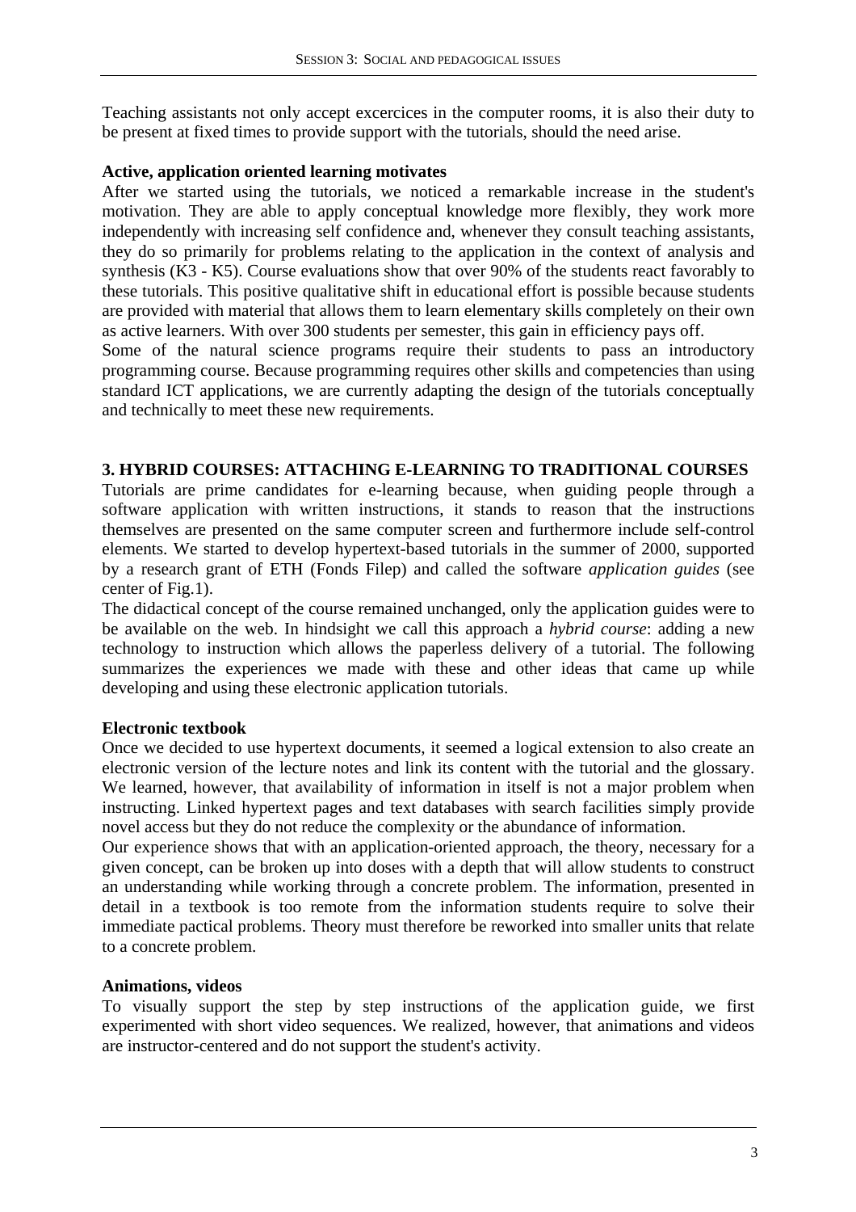Teaching assistants not only accept excercices in the computer rooms, it is also their duty to be present at fixed times to provide support with the tutorials, should the need arise.

**Active, application oriented learning motivates**

After we started using the tutorials, we noticed a remarkable increase in the student's motivation. They are able to apply conceptual knowledge more flexibly, they work more independently with increasing self confidence and, whenever they consult teaching assistants, they do so primarily for problems relating to the application in the context of analysis and synthesis (K3 - K5). Course evaluations show that over 90% of the students react favorably to these tutorials. This positive qualitative shift in educational effort is possible because students are provided with material that allows them to learn elementary skills completely on their own as active learners. With over 300 students per semester, this gain in efficiency pays off.

Some of the natural science programs require their students to pass an introductory programming course. Because programming requires other skills and competencies than using standard ICT applications, we are currently adapting the design of the tutorials conceptually and technically to meet these new requirements.

## 3. HYBRID COURSES: ATTACHING E-LEARNING TO TRADITIONAL COURSES

Tutorials are prime candidates for e-learning because, when guiding people through a software application with written instructions, it stands to reason that the instructions themselves are presented on the same computer screen and furthermore include self-control elements. We started to develop hypertext-based tutorials in the summer of 2000, supported by a research grant of ETH (Fonds Filep) and called the software *application guides* (see center of Fig.1).

The didactical concept of the course remained unchanged, only the application guides were to be available on the web. In hindsight we call this approach a *hybrid course*: adding a new technology to instruction which allows the paperless delivery of a tutorial. The following summarizes the experiences we made with these and other ideas that came up while developing and using these electronic application tutorials.

**Electronic textbook**

Once we decided to use hypertext documents, it seemed a logical extension to also create an electronic version of the lecture notes and link its content with the tutorial and the glossary. We learned, however, that availability of information in itself is not a major problem when instructing. Linked hypertext pages and text databases with search facilities simply provide novel access but they do not reduce the complexity or the abundance of information.

Our experience shows that with an application-oriented approach, the theory, necessary for a given concept, can be broken up into doses with a depth that will allow students to construct an understanding while working through a concrete problem. The information, presented in detail in a textbook is too remote from the information students require to solve their immediate pactical problems. Theory must therefore be reworked into smaller units that relate to a concrete problem.

**Animations, videos**

To visually support the step by step instructions of the application guide, we first experimented with short video sequences. We realized, however, that animations and videos are instructor-centered and do not support the student's activity.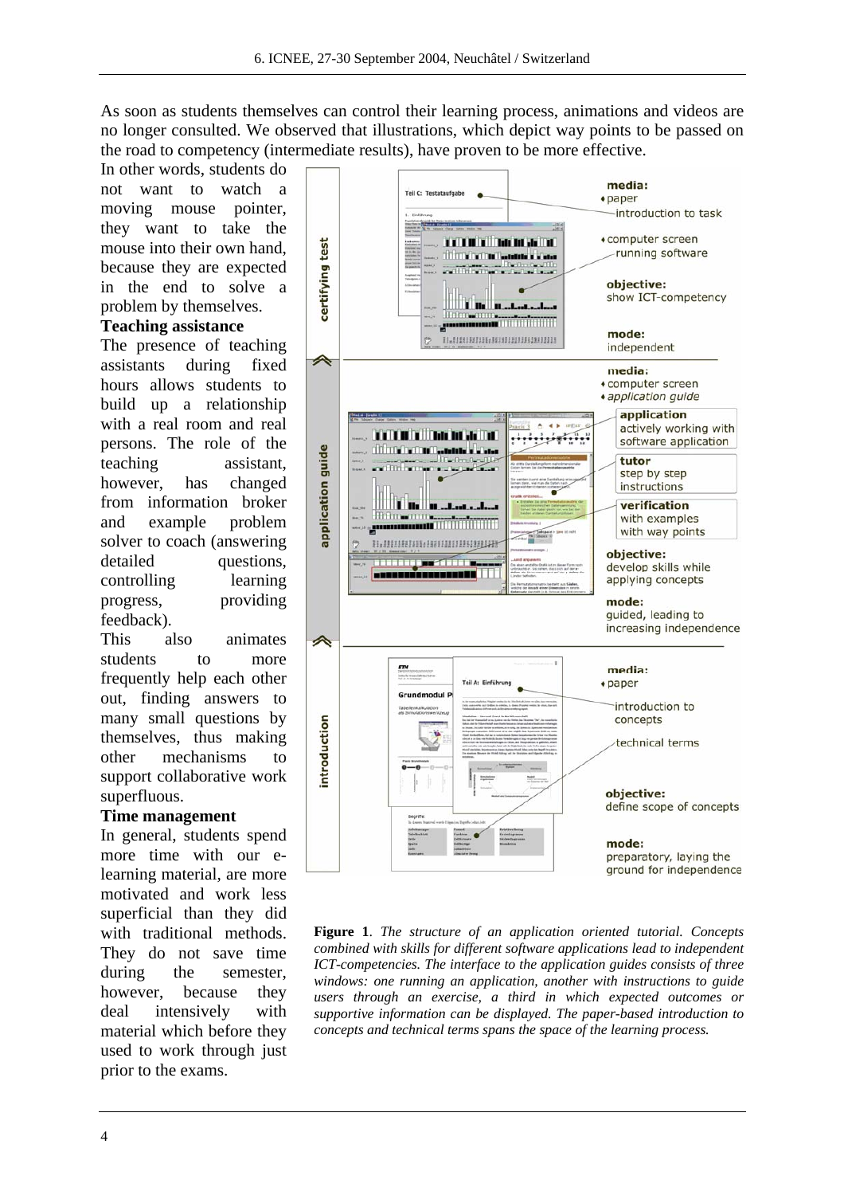As soon as students themselves can control their learning process, animations and videos are no longer consulted. We observed that illustrations, which depict way points to be passed on the road to competency (intermediate results), have proven to be more effective.

In other words, students do not want to watch a moving mouse pointer, they want to take the mouse into their own hand, because they are expected in the end to solve a problem by themselves.

**Teaching assistance**

The presence of teaching assistants during fixed hours allows students to build up a relationship with a real room and real persons. The role of the teaching assistant, however, has changed from information broker and example problem solver to coach (answering detailed questions, controlling learning progress, providing feedback).

This also animates students to more frequently help each other out, finding answers to many small questions by themselves, thus making other mechanisms to support collaborative work superfluous.

**Time management**

In general, students spend more time with our e-learning material, are more motivated and work less superficial than they did with traditional methods. They do not save time during the semester, however, because they deal intensively with material which before they used to work through just prior to the exams.

**Figure 1**. *The structure of an application oriented tutorial. Concepts combined with skills for different software applications lead to independent ICT-competencies. The interface to the application guides consists of three windows: one running an application, another with instructions to guide users through an exercise, a third in which expected outcomes or supportive information can be displayed. The paper-based introduction to concepts and technical terms spans the space of the learning process.*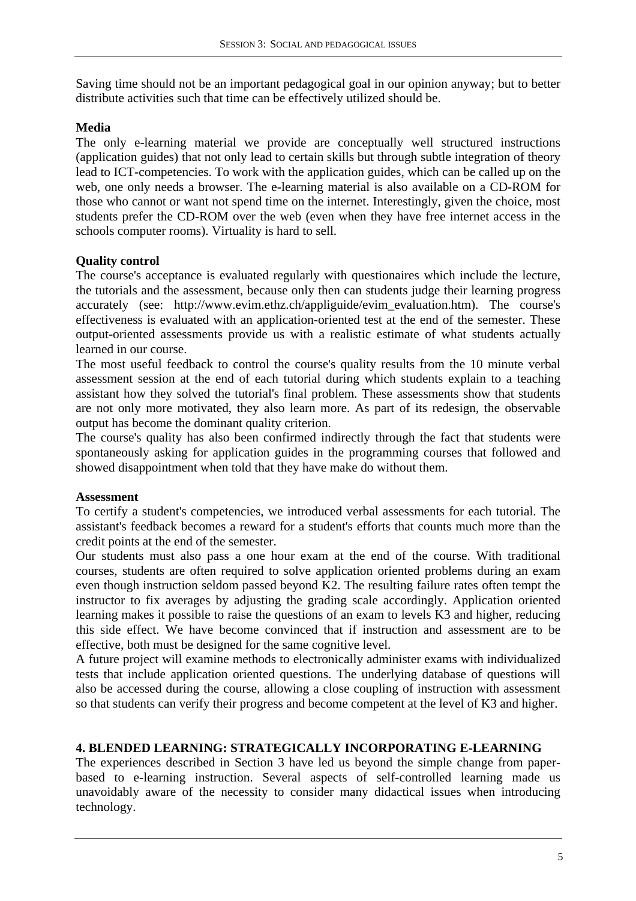Saving time should not be an important pedagogical goal in our opinion anyway; but to better distribute activities such that time can be effectively utilized should be.

**Media**

The only e-learning material we provide are conceptually well structured instructions (application guides) that not only lead to certain skills but through subtle integration of theory lead to ICT-competencies. To work with the application guides, which can be called up on the web, one only needs a browser. The e-learning material is also available on a CD-ROM for those who cannot or want not spend time on the internet. Interestingly, given the choice, most students prefer the CD-ROM over the web (even when they have free internet access in the schools computer rooms). Virtuality is hard to sell.

**Quality control**

The course's acceptance is evaluated regularly with questionaires which include the lecture, the tutorials and the assessment, because only then can students judge their learning progress accurately (see: http://www.evim.ethz.ch/appliguide/evim_evaluation.htm). The course's effectiveness is evaluated with an application-oriented test at the end of the semester. These output-oriented assessments provide us with a realistic estimate of what students actually learned in our course.

The most useful feedback to control the course's quality results from the 10 minute verbal assessment session at the end of each tutorial during which students explain to a teaching assistant how they solved the tutorial's final problem. These assessments show that students are not only more motivated, they also learn more. As part of its redesign, the observable output has become the dominant quality criterion.

The course's quality has also been confirmed indirectly through the fact that students were spontaneously asking for application guides in the programming courses that followed and showed disappointment when told that they have make do without them.

**Assessment**

To certify a student's competencies, we introduced verbal assessments for each tutorial. The assistant's feedback becomes a reward for a student's efforts that counts much more than the credit points at the end of the semester.

Our students must also pass a one hour exam at the end of the course. With traditional courses, students are often required to solve application oriented problems during an exam even though instruction seldom passed beyond K2. The resulting failure rates often tempt the instructor to fix averages by adjusting the grading scale accordingly. Application oriented learning makes it possible to raise the questions of an exam to levels K3 and higher, reducing this side effect. We have become convinced that if instruction and assessment are to be effective, both must be designed for the same cognitive level.

A future project will examine methods to electronically administer exams with individualized tests that include application oriented questions. The underlying database of questions will also be accessed during the course, allowing a close coupling of instruction with assessment so that students can verify their progress and become competent at the level of K3 and higher.

## 4. BLENDED LEARNING: STRATEGICALLY INCORPORATING E-LEARNING

The experiences described in Section 3 have led us beyond the simple change from paper-based to e-learning instruction. Several aspects of self-controlled learning made us unavoidably aware of the necessity to consider many didactical issues when introducing technology.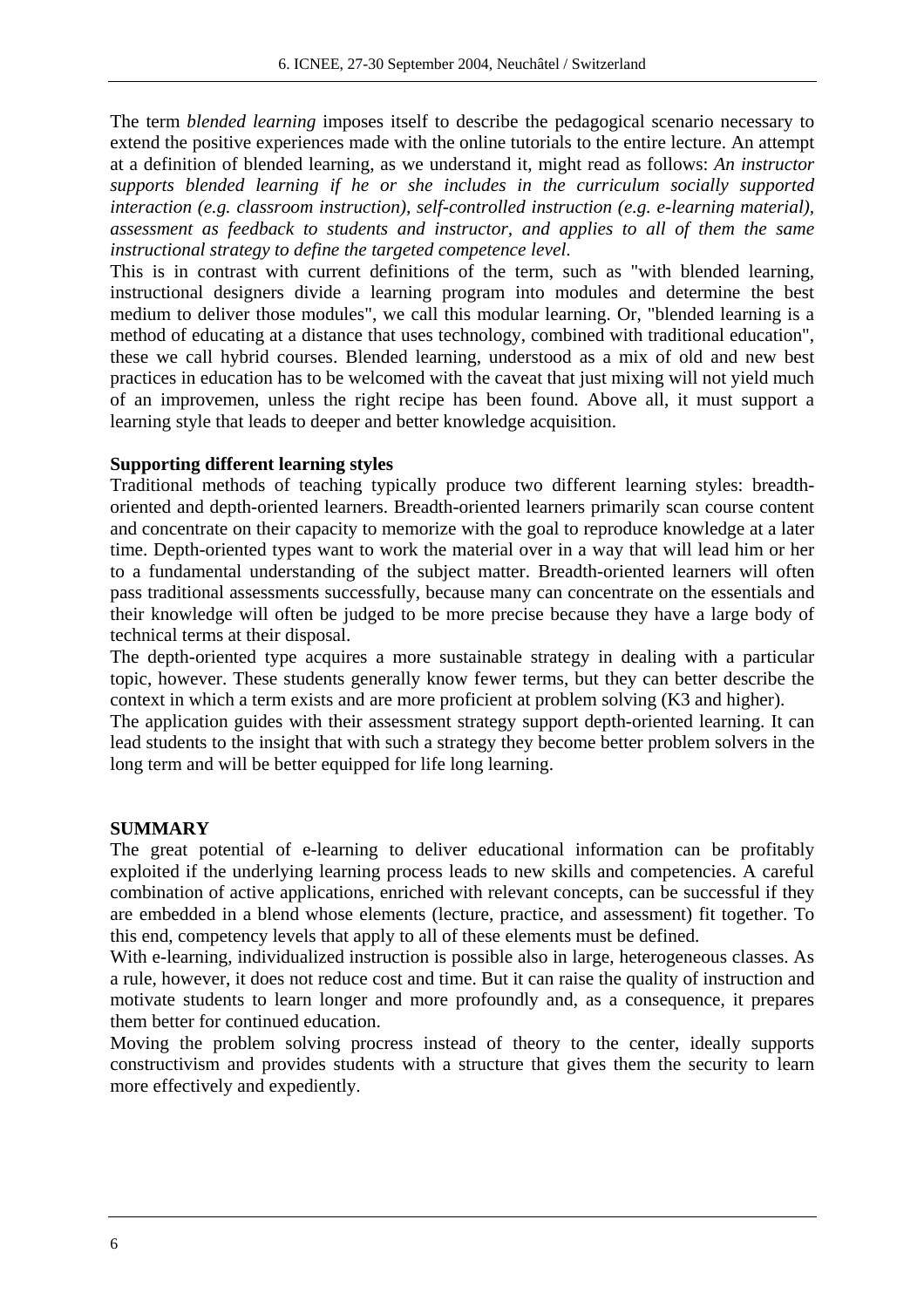The term *blended learning* imposes itself to describe the pedagogical scenario necessary to extend the positive experiences made with the online tutorials to the entire lecture. An attempt at a definition of blended learning, as we understand it, might read as follows: *An instructor supports blended learning if he or she includes in the curriculum socially supported interaction (e.g. classroom instruction), self-controlled instruction (e.g. e-learning material), assessment as feedback to students and instructor, and applies to all of them the same instructional strategy to define the targeted competence level.*

This is in contrast with current definitions of the term, such as "with blended learning, instructional designers divide a learning program into modules and determine the best medium to deliver those modules", we call this modular learning. Or, "blended learning is a method of educating at a distance that uses technology, combined with traditional education", these we call hybrid courses. Blended learning, understood as a mix of old and new best practices in education has to be welcomed with the caveat that just mixing will not yield much of an improvemen, unless the right recipe has been found. Above all, it must support a learning style that leads to deeper and better knowledge acquisition.

**Supporting different learning styles**

Traditional methods of teaching typically produce two different learning styles: breadth-oriented and depth-oriented learners. Breadth-oriented learners primarily scan course content and concentrate on their capacity to memorize with the goal to reproduce knowledge at a later time. Depth-oriented types want to work the material over in a way that will lead him or her to a fundamental understanding of the subject matter. Breadth-oriented learners will often pass traditional assessments successfully, because many can concentrate on the essentials and their knowledge will often be judged to be more precise because they have a large body of technical terms at their disposal.

The depth-oriented type acquires a more sustainable strategy in dealing with a particular topic, however. These students generally know fewer terms, but they can better describe the context in which a term exists and are more proficient at problem solving (K3 and higher).

The application guides with their assessment strategy support depth-oriented learning. It can lead students to the insight that with such a strategy they become better problem solvers in the long term and will be better equipped for life long learning.

## SUMMARY

The great potential of e-learning to deliver educational information can be profitably exploited if the underlying learning process leads to new skills and competencies. A careful combination of active applications, enriched with relevant concepts, can be successful if they are embedded in a blend whose elements (lecture, practice, and assessment) fit together. To this end, competency levels that apply to all of these elements must be defined.

With e-learning, individualized instruction is possible also in large, heterogeneous classes. As a rule, however, it does not reduce cost and time. But it can raise the quality of instruction and motivate students to learn longer and more profoundly and, as a consequence, it prepares them better for continued education.

Moving the problem solving procress instead of theory to the center, ideally supports constructivism and provides students with a structure that gives them the security to learn more effectively and expediently.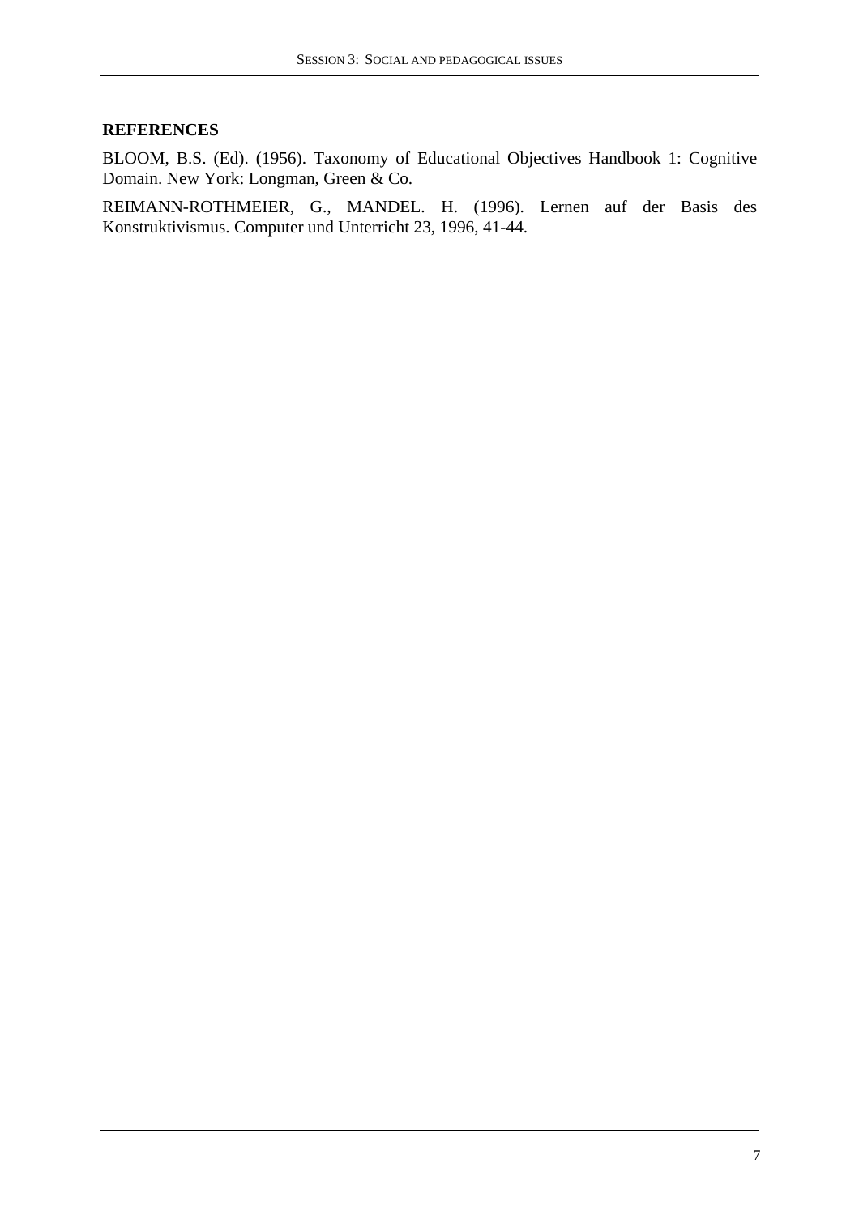## REFERENCES

BLOOM, B.S. (Ed). (1956). Taxonomy of Educational Objectives Handbook 1: Cognitive Domain. New York: Longman, Green & Co.

REIMANN-ROTHMEIER, G., MANDEL. H. (1996). Lernen auf der Basis des Konstruktivismus. Computer und Unterricht 23, 1996, 41-44.